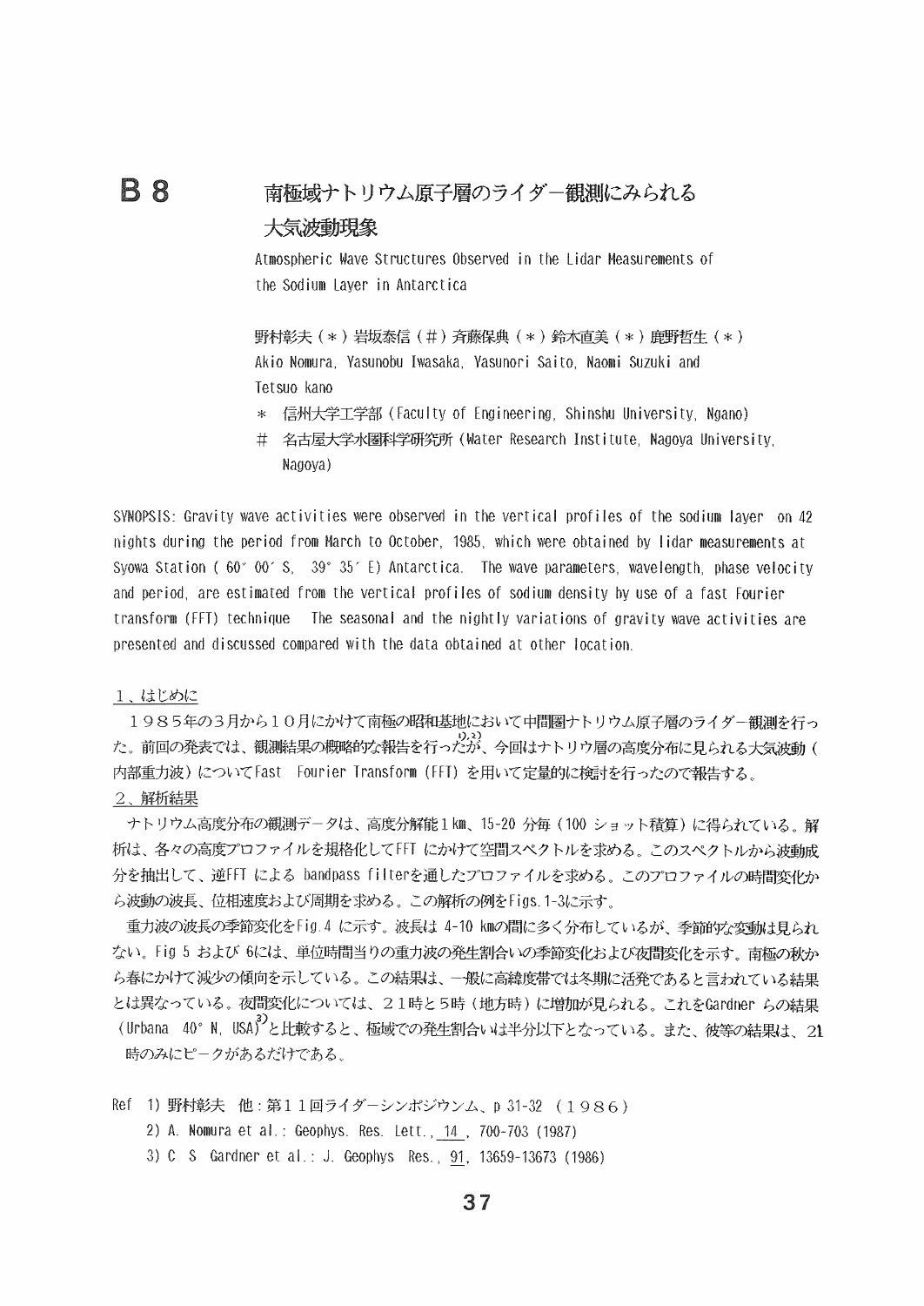# B 8 南極域ナトリウム原子層のライダー観測にみられる大気波動現象

Atmospheric Wave Structures Observed in the Lidar Measurements of the Sodium Layer in Antarctica

野村彰夫（＊）岩坂泰信（＃）斉藤保典（＊）鈴木直美（＊）鹿野哲生（＊）
Akio Nomura, Yasunobu Iwasaka, Yasunori Saito, Naomi Suzuki and Tetsuo kano

＊ 信州大学工学部（Faculty of Engineering, Shinshu University, Ngano）
＃ 名古屋大学水圏科学研究所（Water Research Institute, Nagoya University, Nagoya）

SYNOPSIS: Gravity wave activities were observed in the vertical profiles of the sodium layer on 42 nights during the period from March to October, 1985, which were obtained by lidar measurements at Syowa Station ( 60° 00′ S, 39° 35′ E) Antarctica. The wave parameters, wavelength, phase velocity and period, are estimated from the vertical profiles of sodium density by use of a fast Fourier transform (FFT) technique The seasonal and the nightly variations of gravity wave activities are presented and discussed compared with the data obtained at other location.

## 1、はじめに

１９８５年の３月から１０月にかけて南極の昭和基地において中間圏ナトリウム原子層のライダー観測を行った。前回の発表では、観測結果の概略的な報告を行ったが[1,2]、今回はナトリウ層の高度分布に見られる大気波動（内部重力波）についてFast Fourier Transform (FFT) を用いて定量的に検討を行ったので報告する。

## 2、解析結果

ナトリウム高度分布の観測データは、高度分解能1km、15-20 分毎（100 ショット積算）に得られている。解析は、各々の高度プロファイルを規格化してFFT にかけて空間スペクトルを求める。このスペクトルから波動成分を抽出して、逆FFT による bandpass filterを通したプロファイルを求める。このプロファイルの時間変化から波動の波長、位相速度および周期を求める。この解析の例をFigs.1-3に示す。

重力波の波長の季節変化をFig.4 に示す。波長は 4-10 kmの間に多く分布しているが、季節的な変動は見られない。Fig 5 および 6には、単位時間当りの重力波の発生割合いの季節変化および夜間変化を示す。南極の秋から春にかけて減少の傾向を示している。この結果は、一般に高緯度帯では冬期に活発であると言われている結果とは異なっている。夜間変化については、２１時と5時（地方時）に増加が見られる。これをGardner らの結果（Urbana 40° N, USA）[3]と比較すると、極域での発生割合いは半分以下となっている。また、彼等の結果は、21時のみにピークがあるだけである。

Ref 1) 野村彰夫 他：第１１回ライダーシンポジウム、p 31-32 （１９８６）
2) A. Nomura et al.: Geophys. Res. Lett., 14, 700-703 (1987)
3) C S Gardner et al.: J. Geophys Res., 91, 13659-13673 (1986)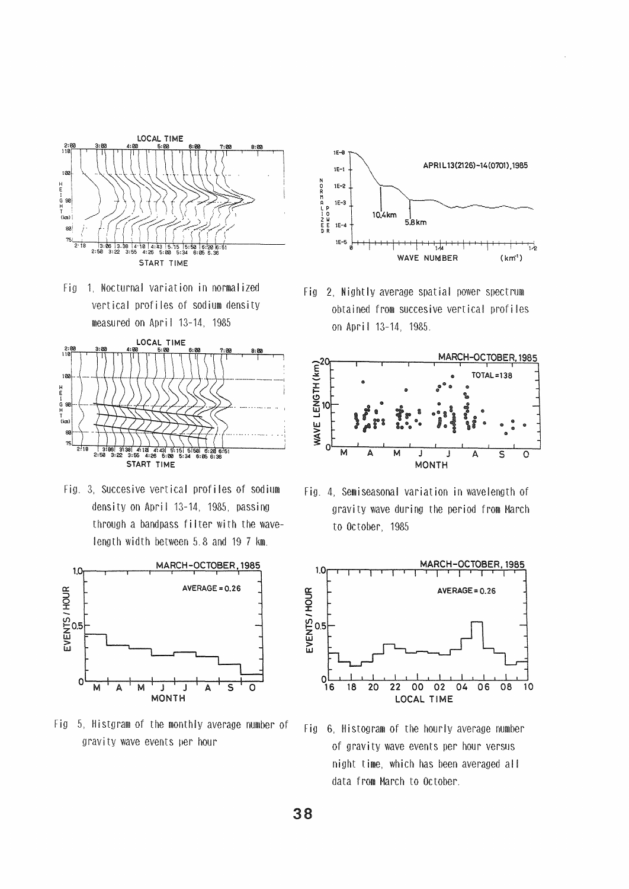LOCAL TIME

2:00 3:00 4:00 5:00 6:00 7:00 8:00

110

100

HEIGHT (km)

90

80

75

2:18 3:06 3:38 4:10 4:43 5:15 5:50 6:20 6:51

2:50 3:22 3:55 4:26 5:00 5:34 6:05 6:36

START TIME

Fig 1, Nocturnal variation in normalized vertical profiles of sodium density measured on April 13-14, 1985

1E-0

1E-1

1E-2

1E-3

1E-4

1E-5

NORMALIZED POWER

APRIL13(2126)-14(0701),1985

10.4km

5.8km

WAVE NUMBER (km⁻¹)

0 1/4 1/2

Fig 2, Nightly average spatial power spectrum obtained from succesive vertical profiles on April 13-14, 1985.

LOCAL TIME

2:00 3:00 4:00 5:00 6:00 7:00 8:00

110

100

HEIGHT (km)

90

80

75

2:18 3:06 3:38 4:10 4:43 5:15 5:50 6:20 6:51

2:50 3:22 3:55 4:26 5:00 5:34 6:05 6:36

START TIME

Fig. 3, Succesive vertical profiles of sodium density on April 13-14, 1985, passing through a bandpass filter with the wavelength width between 5.8 and 19 7 km.

MARCH-OCTOBER, 1985

TOTAL=138

WAVE LENGTH (km)

20

10

0

M A M J J A S O

MONTH

Fig. 4, Semiseasonal variation in wavelength of gravity wave during the period from March to October, 1985

MARCH-OCTOBER, 1985

AVERAGE = 0.26

EVENTS / HOUR

1.0

0.5

0

M A M J J A S O

MONTH

Fig 5, Histgram of the monthly average number of gravity wave events per hour

MARCH-OCTOBER, 1985

AVERAGE = 0.26

EVENTS / HOUR

1.0

0.5

0

16 18 20 22 00 02 04 06 08 10

LOCAL TIME

Fig 6, Histogram of the hourly average number of gravity wave events per hour versus night time, which has been averaged all data from March to October.